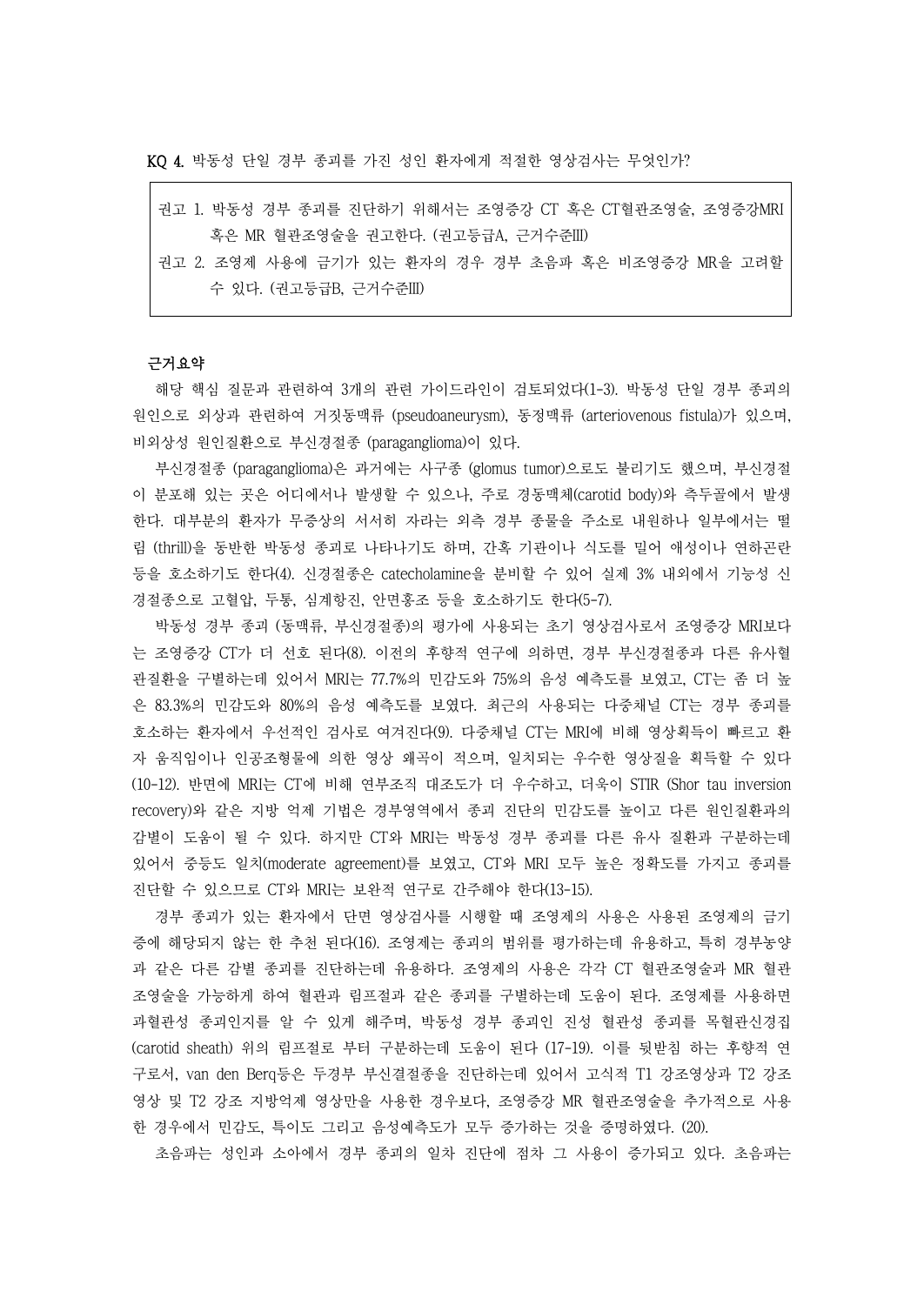KQ 4. 박동성 단일 경부 종괴를 가진 성인 환자에게 적절한 영상검사는 무엇인가?

> 권고 1. 박동성 경부 종괴를 진단하기 위해서는 조영증강 CT 혹은 CT혈관조영술, 조영증강MRI 혹은 MR 혈관조영술을 권고한다. (권고등급A, 근거수준III)
>
> 권고 2. 조영제 사용에 금기가 있는 환자의 경우 경부 초음파 혹은 비조영증강 MR을 고려할 수 있다. (권고등급B, 근거수준III)

**근거요약**

해당 핵심 질문과 관련하여 3개의 관련 가이드라인이 검토되었다(1-3). 박동성 단일 경부 종괴의 원인으로 외상과 관련하여 거짓동맥류 (pseudoaneurysm), 동정맥류 (arteriovenous fistula)가 있으며, 비외상성 원인질환으로 부신경절종 (paraganglioma)이 있다.

부신경절종 (paraganglioma)은 과거에는 사구종 (glomus tumor)으로도 불리기도 했으며, 부신경절이 분포해 있는 곳은 어디에서나 발생할 수 있으나, 주로 경동맥체(carotid body)와 측두골에서 발생한다. 대부분의 환자가 무증상의 서서히 자라는 외측 경부 종물을 주소로 내원하나 일부에서는 떨림 (thrill)을 동반한 박동성 종괴로 나타나기도 하며, 간혹 기관이나 식도를 밀어 애성이나 연하곤란 등을 호소하기도 한다(4). 신경절종은 catecholamine을 분비할 수 있어 실제 3% 내외에서 기능성 신경절종으로 고혈압, 두통, 심계항진, 안면홍조 등을 호소하기도 한다(5-7).

박동성 경부 종괴 (동맥류, 부신경절종)의 평가에 사용되는 초기 영상검사로서 조영증강 MRI보다는 조영증강 CT가 더 선호 된다(8). 이전의 후향적 연구에 의하면, 경부 부신경절종과 다른 유사혈관질환을 구별하는데 있어서 MRI는 77.7%의 민감도와 75%의 음성 예측도를 보였고, CT는 좀 더 높은 83.3%의 민감도와 80%의 음성 예측도를 보였다. 최근의 사용되는 다중채널 CT는 경부 종괴를 호소하는 환자에서 우선적인 검사로 여겨진다(9). 다중채널 CT는 MRI에 비해 영상획득이 빠르고 환자 움직임이나 인공조형물에 의한 영상 왜곡이 적으며, 일치되는 우수한 영상질을 획득할 수 있다(10-12). 반면에 MRI는 CT에 비해 연부조직 대조도가 더 우수하고, 더욱이 STIR (Shor tau inversion recovery)와 같은 지방 억제 기법은 경부영역에서 종괴 진단의 민감도를 높이고 다른 원인질환과의 감별이 도움이 될 수 있다. 하지만 CT와 MRI는 박동성 경부 종괴를 다른 유사 질환과 구분하는데 있어서 중등도 일치(moderate agreement)를 보였고, CT와 MRI 모두 높은 정확도를 가지고 종괴를 진단할 수 있으므로 CT와 MRI는 보완적 연구로 간주해야 한다(13-15).

경부 종괴가 있는 환자에서 단면 영상검사를 시행할 때 조영제의 사용은 사용된 조영제의 금기증에 해당되지 않는 한 추천 된다(16). 조영제는 종괴의 범위를 평가하는데 유용하고, 특히 경부농양과 같은 다른 감별 종괴를 진단하는데 유용하다. 조영제의 사용은 각각 CT 혈관조영술과 MR 혈관조영술을 가능하게 하여 혈관과 림프절과 같은 종괴를 구별하는데 도움이 된다. 조영제를 사용하면 과혈관성 종괴인지를 알 수 있게 해주며, 박동성 경부 종괴인 진성 혈관성 종괴를 목혈관신경집 (carotid sheath) 위의 림프절로 부터 구분하는데 도움이 된다 (17-19). 이를 뒷받침 하는 후향적 연구로서, van den Berq등은 두경부 부신결절종을 진단하는데 있어서 고식적 T1 강조영상과 T2 강조영상 및 T2 강조 지방억제 영상만을 사용한 경우보다, 조영증강 MR 혈관조영술을 추가적으로 사용한 경우에서 민감도, 특이도 그리고 음성예측도가 모두 증가하는 것을 증명하였다. (20).

초음파는 성인과 소아에서 경부 종괴의 일차 진단에 점차 그 사용이 증가되고 있다. 초음파는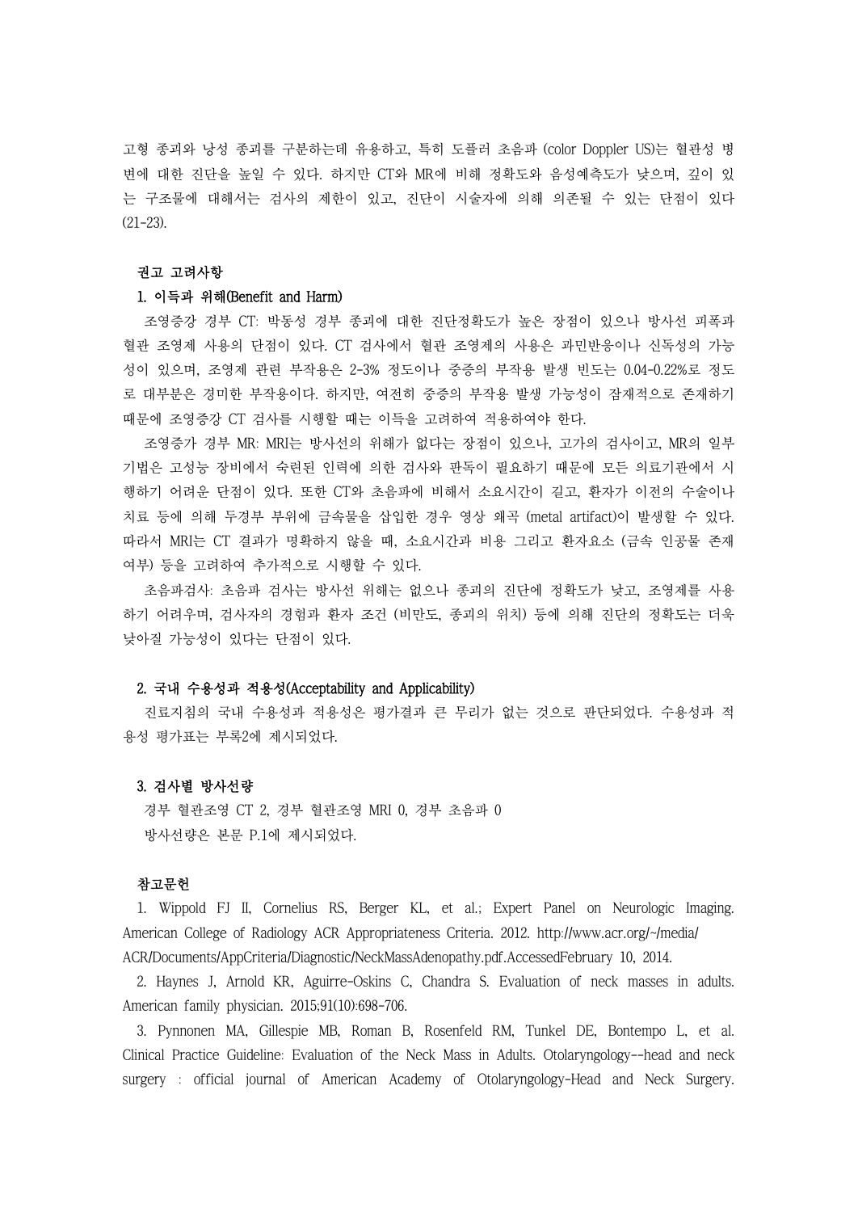고형 종괴와 낭성 종괴를 구분하는데 유용하고, 특히 도플러 초음파 (color Doppler US)는 혈관성 병변에 대한 진단을 높일 수 있다. 하지만 CT와 MR에 비해 정확도와 음성예측도가 낮으며, 깊이 있는 구조물에 대해서는 검사의 제한이 있고, 진단이 시술자에 의해 의존될 수 있는 단점이 있다 (21-23).

### 권고 고려사항

#### 1. 이득과 위해(Benefit and Harm)

조영증강 경부 CT: 박동성 경부 종괴에 대한 진단정확도가 높은 장점이 있으나 방사선 피폭과 혈관 조영제 사용의 단점이 있다. CT 검사에서 혈관 조영제의 사용은 과민반응이나 신독성의 가능성이 있으며, 조영제 관련 부작용은 2-3% 정도이나 중증의 부작용 발생 빈도는 0.04-0.22%로 정도로 대부분은 경미한 부작용이다. 하지만, 여전히 중증의 부작용 발생 가능성이 잠재적으로 존재하기 때문에 조영증강 CT 검사를 시행할 때는 이득을 고려하여 적용하여야 한다.

조영증가 경부 MR: MRI는 방사선의 위해가 없다는 장점이 있으나, 고가의 검사이고, MR의 일부 기법은 고성능 장비에서 숙련된 인력에 의한 검사와 판독이 필요하기 때문에 모든 의료기관에서 시행하기 어려운 단점이 있다. 또한 CT와 초음파에 비해서 소요시간이 길고, 환자가 이전의 수술이나 치료 등에 의해 두경부 부위에 금속물을 삽입한 경우 영상 왜곡 (metal artifact)이 발생할 수 있다. 따라서 MRI는 CT 결과가 명확하지 않을 때, 소요시간과 비용 그리고 환자요소 (금속 인공물 존재 여부) 등을 고려하여 추가적으로 시행할 수 있다.

초음파검사: 초음파 검사는 방사선 위해는 없으나 종괴의 진단에 정확도가 낮고, 조영제를 사용하기 어려우며, 검사자의 경험과 환자 조건 (비만도, 종괴의 위치) 등에 의해 진단의 정확도는 더욱 낮아질 가능성이 있다는 단점이 있다.

#### 2. 국내 수용성과 적용성(Acceptability and Applicability)

진료지침의 국내 수용성과 적용성은 평가결과 큰 무리가 없는 것으로 판단되었다. 수용성과 적용성 평가표는 부록2에 제시되었다.

#### 3. 검사별 방사선량

경부 혈관조영 CT 2, 경부 혈관조영 MRI 0, 경부 초음파 0

방사선량은 본문 P.1에 제시되었다.

### 참고문헌

1. Wippold FJ II, Cornelius RS, Berger KL, et al.; Expert Panel on Neurologic Imaging. American College of Radiology ACR Appropriateness Criteria. 2012. http://www.acr.org/~/media/ACR/Documents/AppCriteria/Diagnostic/NeckMassAdenopathy.pdf.AccessedFebruary 10, 2014.
2. Haynes J, Arnold KR, Aguirre-Oskins C, Chandra S. Evaluation of neck masses in adults. American family physician. 2015;91(10):698-706.
3. Pynnonen MA, Gillespie MB, Roman B, Rosenfeld RM, Tunkel DE, Bontempo L, et al. Clinical Practice Guideline: Evaluation of the Neck Mass in Adults. Otolaryngology--head and neck surgery : official journal of American Academy of Otolaryngology-Head and Neck Surgery.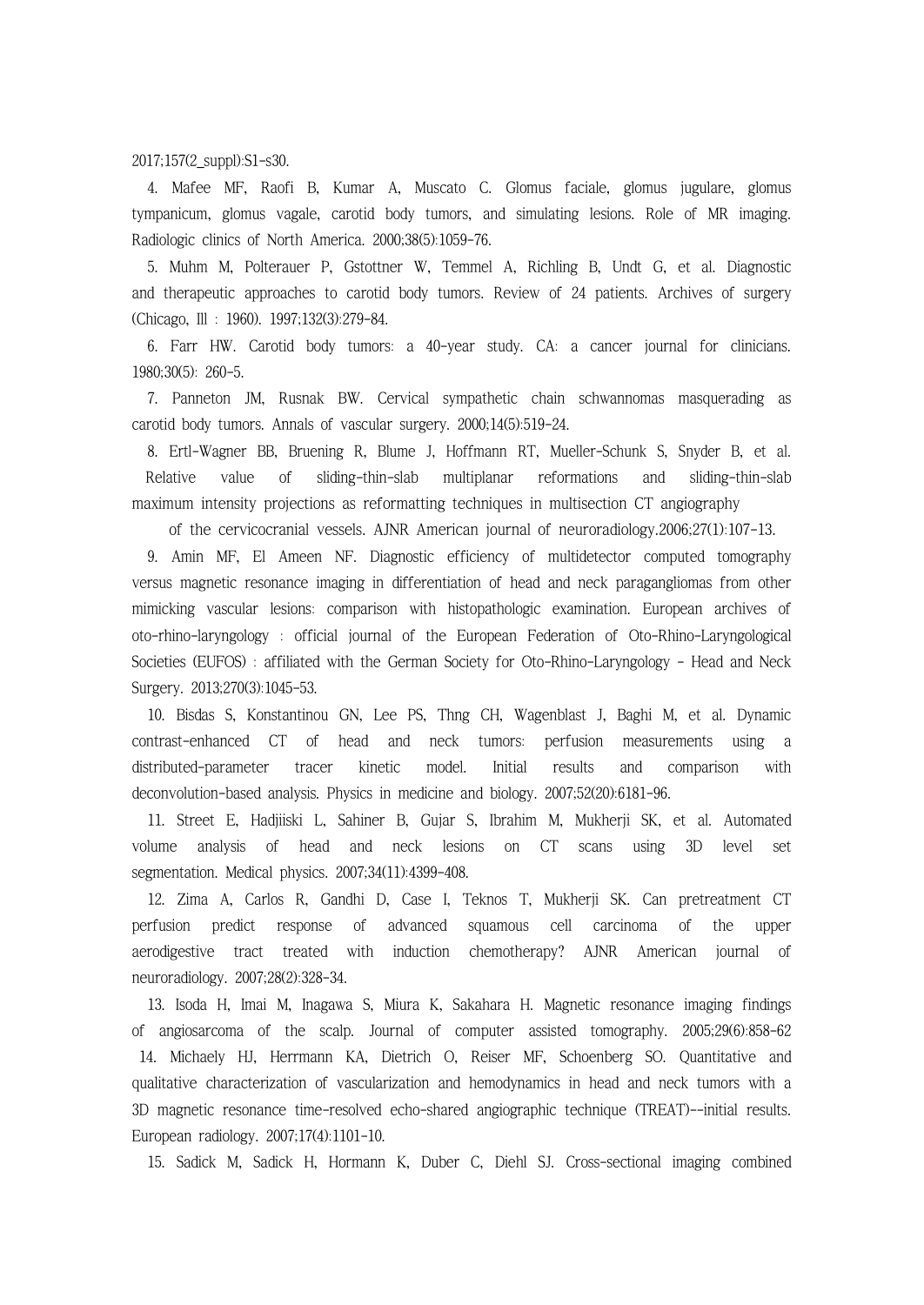2017;157(2_suppl):S1-s30.

4. Mafee MF, Raofi B, Kumar A, Muscato C. Glomus faciale, glomus jugulare, glomus tympanicum, glomus vagale, carotid body tumors, and simulating lesions. Role of MR imaging. Radiologic clinics of North America. 2000;38(5):1059-76.

5. Muhm M, Polterauer P, Gstottner W, Temmel A, Richling B, Undt G, et al. Diagnostic and therapeutic approaches to carotid body tumors. Review of 24 patients. Archives of surgery (Chicago, Ill : 1960). 1997;132(3):279-84.

6. Farr HW. Carotid body tumors: a 40-year study. CA: a cancer journal for clinicians. 1980;30(5): 260-5.

7. Panneton JM, Rusnak BW. Cervical sympathetic chain schwannomas masquerading as carotid body tumors. Annals of vascular surgery. 2000;14(5):519-24.

8. Ertl-Wagner BB, Bruening R, Blume J, Hoffmann RT, Mueller-Schunk S, Snyder B, et al. Relative value of sliding-thin-slab multiplanar reformations and sliding-thin-slab maximum intensity projections as reformatting techniques in multisection CT angiography of the cervicocranial vessels. AJNR American journal of neuroradiology.2006;27(1):107-13.

9. Amin MF, El Ameen NF. Diagnostic efficiency of multidetector computed tomography versus magnetic resonance imaging in differentiation of head and neck paragangliomas from other mimicking vascular lesions: comparison with histopathologic examination. European archives of oto-rhino-laryngology : official journal of the European Federation of Oto-Rhino-Laryngological Societies (EUFOS) : affiliated with the German Society for Oto-Rhino-Laryngology - Head and Neck Surgery. 2013;270(3):1045-53.

10. Bisdas S, Konstantinou GN, Lee PS, Thng CH, Wagenblast J, Baghi M, et al. Dynamic contrast-enhanced CT of head and neck tumors: perfusion measurements using a distributed-parameter tracer kinetic model. Initial results and comparison with deconvolution-based analysis. Physics in medicine and biology. 2007;52(20):6181-96.

11. Street E, Hadjiiski L, Sahiner B, Gujar S, Ibrahim M, Mukherji SK, et al. Automated volume analysis of head and neck lesions on CT scans using 3D level set segmentation. Medical physics. 2007;34(11):4399-408.

12. Zima A, Carlos R, Gandhi D, Case I, Teknos T, Mukherji SK. Can pretreatment CT perfusion predict response of advanced squamous cell carcinoma of the upper aerodigestive tract treated with induction chemotherapy? AJNR American journal of neuroradiology. 2007;28(2):328-34.

13. Isoda H, Imai M, Inagawa S, Miura K, Sakahara H. Magnetic resonance imaging findings of angiosarcoma of the scalp. Journal of computer assisted tomography. 2005;29(6):858-62

14. Michaely HJ, Herrmann KA, Dietrich O, Reiser MF, Schoenberg SO. Quantitative and qualitative characterization of vascularization and hemodynamics in head and neck tumors with a 3D magnetic resonance time-resolved echo-shared angiographic technique (TREAT)--initial results. European radiology. 2007;17(4):1101-10.

15. Sadick M, Sadick H, Hormann K, Duber C, Diehl SJ. Cross-sectional imaging combined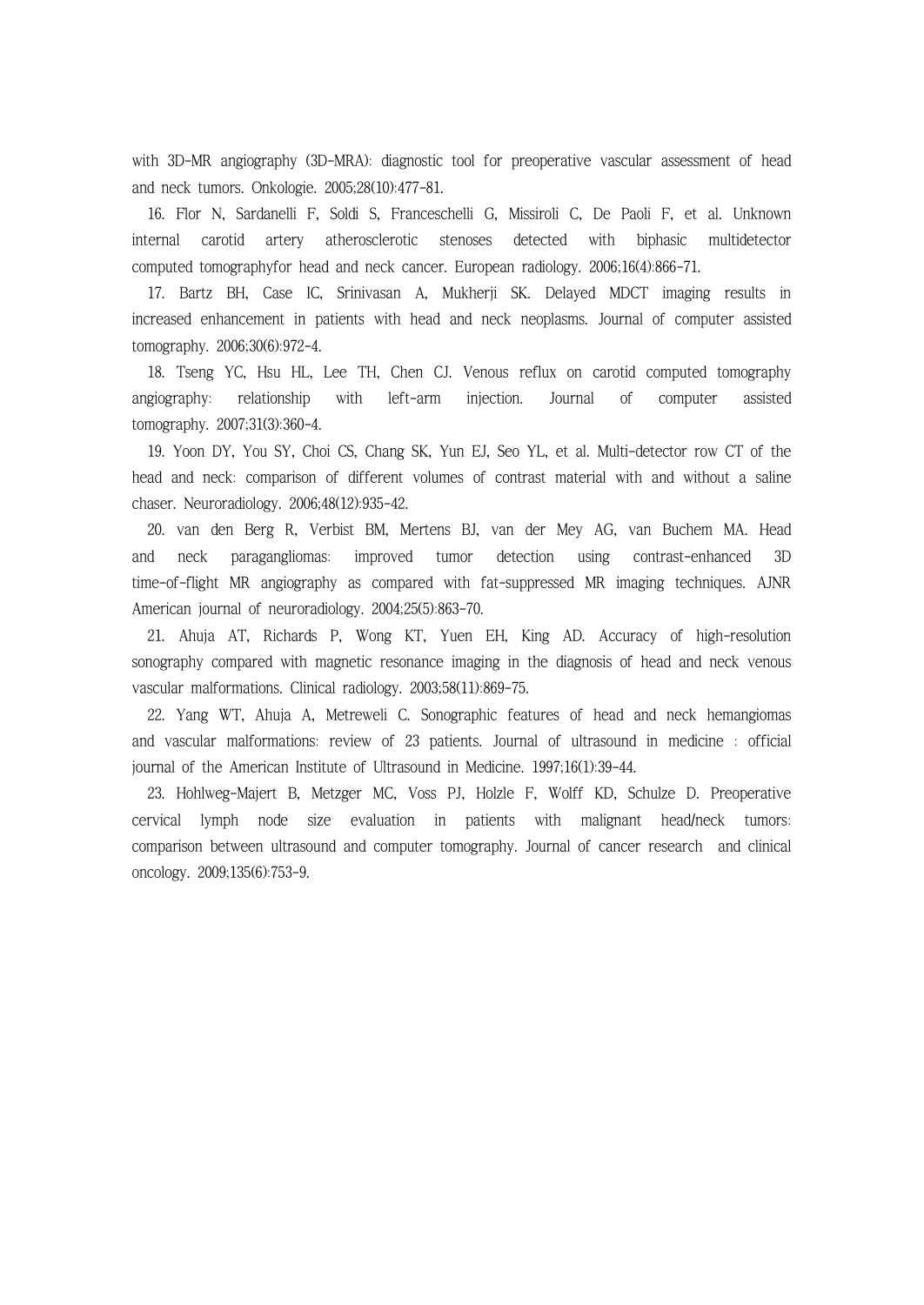with 3D-MR angiography (3D-MRA): diagnostic tool for preoperative vascular assessment of head and neck tumors. Onkologie. 2005;28(10):477-81.

16. Flor N, Sardanelli F, Soldi S, Franceschelli G, Missiroli C, De Paoli F, et al. Unknown internal carotid artery atherosclerotic stenoses detected with biphasic multidetector computed tomographyfor head and neck cancer. European radiology. 2006;16(4):866-71.

17. Bartz BH, Case IC, Srinivasan A, Mukherji SK. Delayed MDCT imaging results in increased enhancement in patients with head and neck neoplasms. Journal of computer assisted tomography. 2006;30(6):972-4.

18. Tseng YC, Hsu HL, Lee TH, Chen CJ. Venous reflux on carotid computed tomography angiography: relationship with left-arm injection. Journal of computer assisted tomography. 2007;31(3):360-4.

19. Yoon DY, You SY, Choi CS, Chang SK, Yun EJ, Seo YL, et al. Multi-detector row CT of the head and neck: comparison of different volumes of contrast material with and without a saline chaser. Neuroradiology. 2006;48(12):935-42.

20. van den Berg R, Verbist BM, Mertens BJ, van der Mey AG, van Buchem MA. Head and neck paragangliomas: improved tumor detection using contrast-enhanced 3D time-of-flight MR angiography as compared with fat-suppressed MR imaging techniques. AJNR American journal of neuroradiology. 2004;25(5):863-70.

21. Ahuja AT, Richards P, Wong KT, Yuen EH, King AD. Accuracy of high-resolution sonography compared with magnetic resonance imaging in the diagnosis of head and neck venous vascular malformations. Clinical radiology. 2003;58(11):869-75.

22. Yang WT, Ahuja A, Metreweli C. Sonographic features of head and neck hemangiomas and vascular malformations: review of 23 patients. Journal of ultrasound in medicine : official journal of the American Institute of Ultrasound in Medicine. 1997;16(1):39-44.

23. Hohlweg-Majert B, Metzger MC, Voss PJ, Holzle F, Wolff KD, Schulze D. Preoperative cervical lymph node size evaluation in patients with malignant head/neck tumors: comparison between ultrasound and computer tomography. Journal of cancer research and clinical oncology. 2009;135(6):753-9.